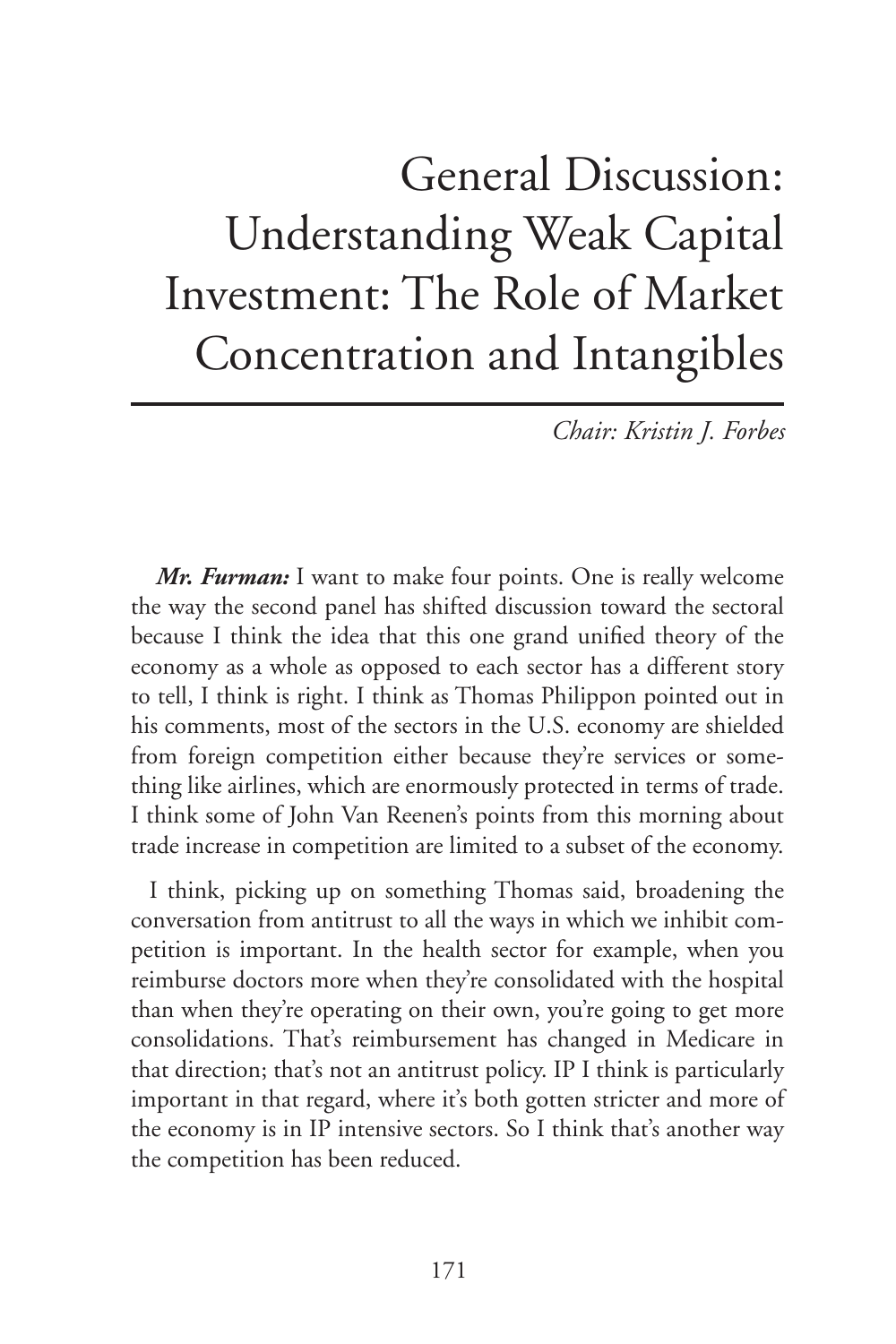# General Discussion: Understanding Weak Capital Investment: The Role of Market Concentration and Intangibles

*Chair: Kristin J. Forbes*

***Mr. Furman:*** I want to make four points. One is really welcome the way the second panel has shifted discussion toward the sectoral because I think the idea that this one grand unified theory of the economy as a whole as opposed to each sector has a different story to tell, I think is right. I think as Thomas Philippon pointed out in his comments, most of the sectors in the U.S. economy are shielded from foreign competition either because they're services or something like airlines, which are enormously protected in terms of trade. I think some of John Van Reenen's points from this morning about trade increase in competition are limited to a subset of the economy.

I think, picking up on something Thomas said, broadening the conversation from antitrust to all the ways in which we inhibit competition is important. In the health sector for example, when you reimburse doctors more when they're consolidated with the hospital than when they're operating on their own, you're going to get more consolidations. That's reimbursement has changed in Medicare in that direction; that's not an antitrust policy. IP I think is particularly important in that regard, where it's both gotten stricter and more of the economy is in IP intensive sectors. So I think that's another way the competition has been reduced.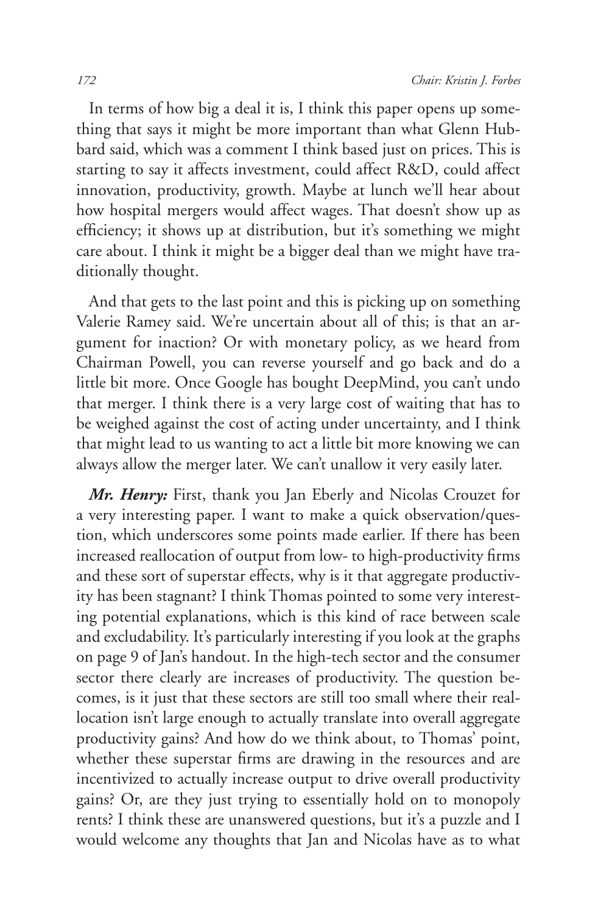In terms of how big a deal it is, I think this paper opens up something that says it might be more important than what Glenn Hubbard said, which was a comment I think based just on prices. This is starting to say it affects investment, could affect R&D, could affect innovation, productivity, growth. Maybe at lunch we'll hear about how hospital mergers would affect wages. That doesn't show up as efficiency; it shows up at distribution, but it's something we might care about. I think it might be a bigger deal than we might have traditionally thought.

And that gets to the last point and this is picking up on something Valerie Ramey said. We're uncertain about all of this; is that an argument for inaction? Or with monetary policy, as we heard from Chairman Powell, you can reverse yourself and go back and do a little bit more. Once Google has bought DeepMind, you can't undo that merger. I think there is a very large cost of waiting that has to be weighed against the cost of acting under uncertainty, and I think that might lead to us wanting to act a little bit more knowing we can always allow the merger later. We can't unallow it very easily later.

***Mr. Henry:*** First, thank you Jan Eberly and Nicolas Crouzet for a very interesting paper. I want to make a quick observation/question, which underscores some points made earlier. If there has been increased reallocation of output from low- to high-productivity firms and these sort of superstar effects, why is it that aggregate productivity has been stagnant? I think Thomas pointed to some very interesting potential explanations, which is this kind of race between scale and excludability. It's particularly interesting if you look at the graphs on page 9 of Jan's handout. In the high-tech sector and the consumer sector there clearly are increases of productivity. The question becomes, is it just that these sectors are still too small where their reallocation isn't large enough to actually translate into overall aggregate productivity gains? And how do we think about, to Thomas' point, whether these superstar firms are drawing in the resources and are incentivized to actually increase output to drive overall productivity gains? Or, are they just trying to essentially hold on to monopoly rents? I think these are unanswered questions, but it's a puzzle and I would welcome any thoughts that Jan and Nicolas have as to what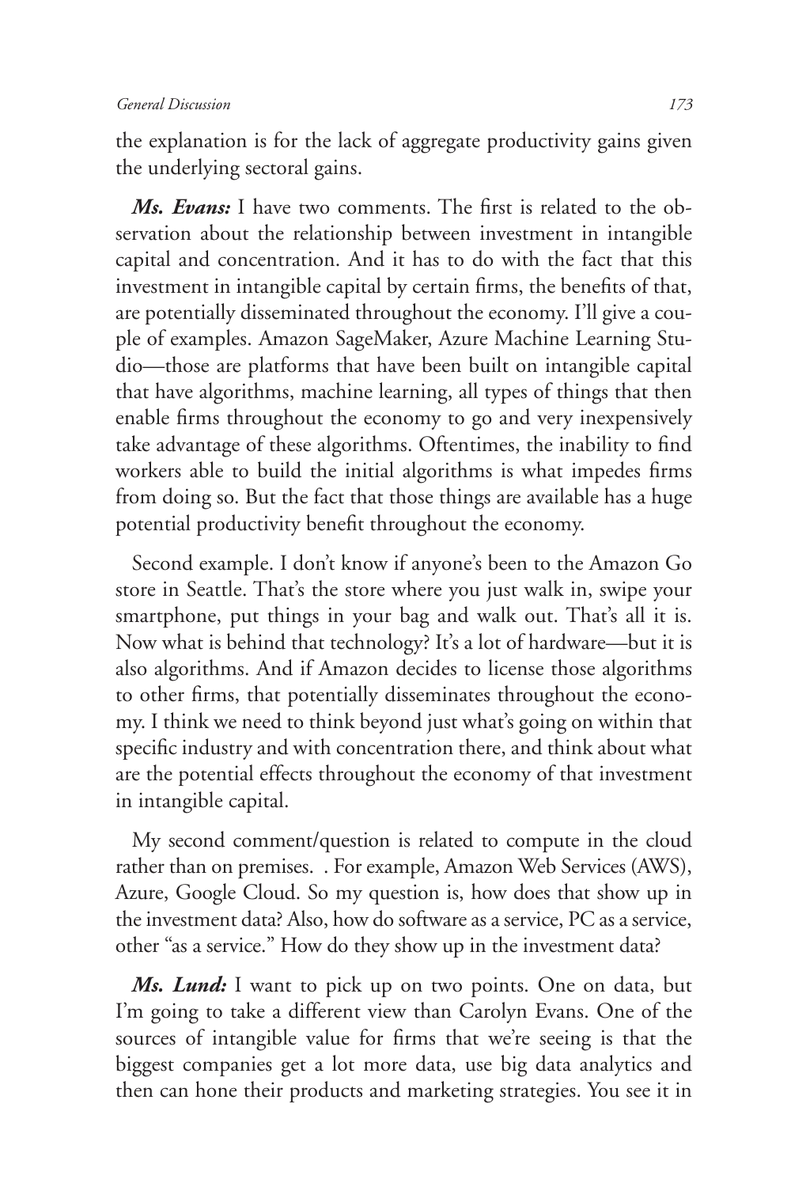the explanation is for the lack of aggregate productivity gains given the underlying sectoral gains.

***Ms. Evans:*** I have two comments. The first is related to the observation about the relationship between investment in intangible capital and concentration. And it has to do with the fact that this investment in intangible capital by certain firms, the benefits of that, are potentially disseminated throughout the economy. I'll give a couple of examples. Amazon SageMaker, Azure Machine Learning Studio—those are platforms that have been built on intangible capital that have algorithms, machine learning, all types of things that then enable firms throughout the economy to go and very inexpensively take advantage of these algorithms. Oftentimes, the inability to find workers able to build the initial algorithms is what impedes firms from doing so. But the fact that those things are available has a huge potential productivity benefit throughout the economy.

Second example. I don't know if anyone's been to the Amazon Go store in Seattle. That's the store where you just walk in, swipe your smartphone, put things in your bag and walk out. That's all it is. Now what is behind that technology? It's a lot of hardware—but it is also algorithms. And if Amazon decides to license those algorithms to other firms, that potentially disseminates throughout the economy. I think we need to think beyond just what's going on within that specific industry and with concentration there, and think about what are the potential effects throughout the economy of that investment in intangible capital.

My second comment/question is related to compute in the cloud rather than on premises. . For example, Amazon Web Services (AWS), Azure, Google Cloud. So my question is, how does that show up in the investment data? Also, how do software as a service, PC as a service, other "as a service." How do they show up in the investment data?

***Ms. Lund:*** I want to pick up on two points. One on data, but I'm going to take a different view than Carolyn Evans. One of the sources of intangible value for firms that we're seeing is that the biggest companies get a lot more data, use big data analytics and then can hone their products and marketing strategies. You see it in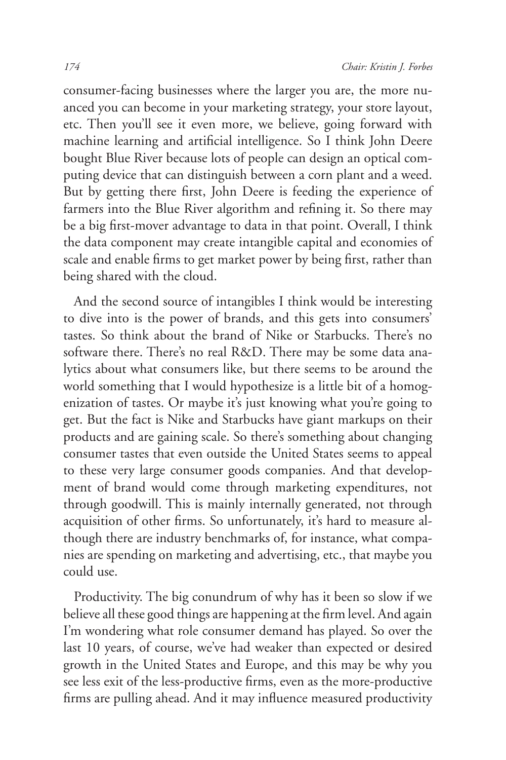consumer-facing businesses where the larger you are, the more nuanced you can become in your marketing strategy, your store layout, etc. Then you'll see it even more, we believe, going forward with machine learning and artificial intelligence. So I think John Deere bought Blue River because lots of people can design an optical computing device that can distinguish between a corn plant and a weed. But by getting there first, John Deere is feeding the experience of farmers into the Blue River algorithm and refining it. So there may be a big first-mover advantage to data in that point. Overall, I think the data component may create intangible capital and economies of scale and enable firms to get market power by being first, rather than being shared with the cloud.

And the second source of intangibles I think would be interesting to dive into is the power of brands, and this gets into consumers' tastes. So think about the brand of Nike or Starbucks. There's no software there. There's no real R&D. There may be some data analytics about what consumers like, but there seems to be around the world something that I would hypothesize is a little bit of a homogenization of tastes. Or maybe it's just knowing what you're going to get. But the fact is Nike and Starbucks have giant markups on their products and are gaining scale. So there's something about changing consumer tastes that even outside the United States seems to appeal to these very large consumer goods companies. And that development of brand would come through marketing expenditures, not through goodwill. This is mainly internally generated, not through acquisition of other firms. So unfortunately, it's hard to measure although there are industry benchmarks of, for instance, what companies are spending on marketing and advertising, etc., that maybe you could use.

Productivity. The big conundrum of why has it been so slow if we believe all these good things are happening at the firm level. And again I'm wondering what role consumer demand has played. So over the last 10 years, of course, we've had weaker than expected or desired growth in the United States and Europe, and this may be why you see less exit of the less-productive firms, even as the more-productive firms are pulling ahead. And it may influence measured productivity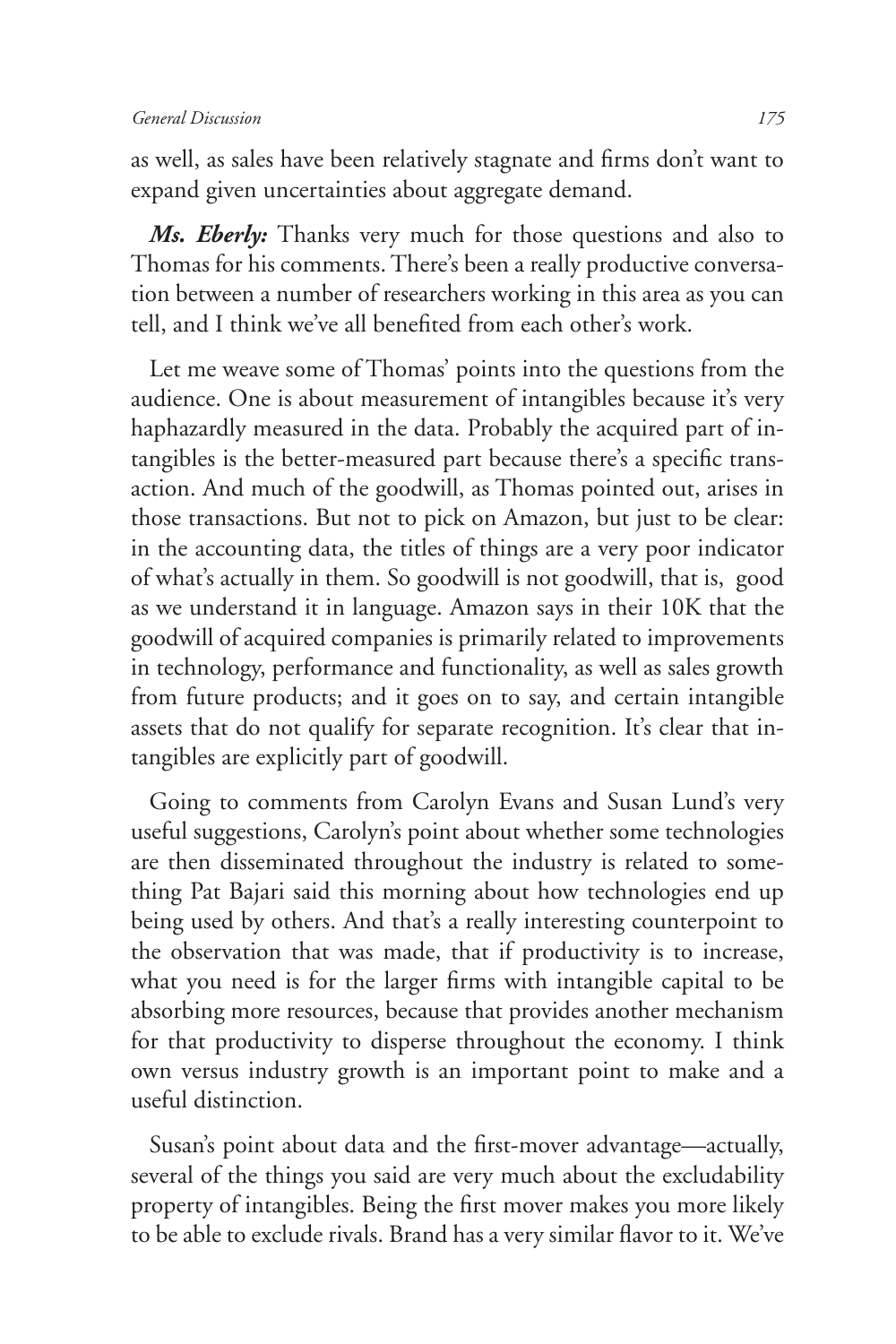as well, as sales have been relatively stagnate and firms don't want to expand given uncertainties about aggregate demand.

***Ms. Eberly:*** Thanks very much for those questions and also to Thomas for his comments. There's been a really productive conversation between a number of researchers working in this area as you can tell, and I think we've all benefited from each other's work.

Let me weave some of Thomas' points into the questions from the audience. One is about measurement of intangibles because it's very haphazardly measured in the data. Probably the acquired part of intangibles is the better-measured part because there's a specific transaction. And much of the goodwill, as Thomas pointed out, arises in those transactions. But not to pick on Amazon, but just to be clear: in the accounting data, the titles of things are a very poor indicator of what's actually in them. So goodwill is not goodwill, that is, good as we understand it in language. Amazon says in their 10K that the goodwill of acquired companies is primarily related to improvements in technology, performance and functionality, as well as sales growth from future products; and it goes on to say, and certain intangible assets that do not qualify for separate recognition. It's clear that intangibles are explicitly part of goodwill.

Going to comments from Carolyn Evans and Susan Lund's very useful suggestions, Carolyn's point about whether some technologies are then disseminated throughout the industry is related to something Pat Bajari said this morning about how technologies end up being used by others. And that's a really interesting counterpoint to the observation that was made, that if productivity is to increase, what you need is for the larger firms with intangible capital to be absorbing more resources, because that provides another mechanism for that productivity to disperse throughout the economy. I think own versus industry growth is an important point to make and a useful distinction.

Susan's point about data and the first-mover advantage—actually, several of the things you said are very much about the excludability property of intangibles. Being the first mover makes you more likely to be able to exclude rivals. Brand has a very similar flavor to it. We've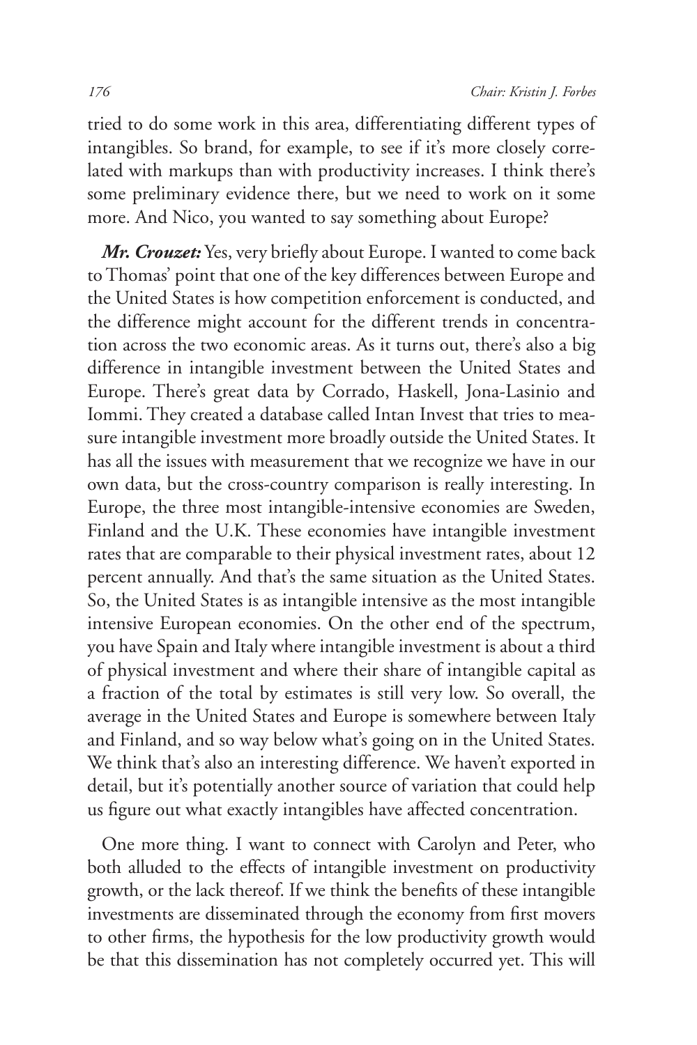tried to do some work in this area, differentiating different types of intangibles. So brand, for example, to see if it's more closely correlated with markups than with productivity increases. I think there's some preliminary evidence there, but we need to work on it some more. And Nico, you wanted to say something about Europe?

***Mr. Crouzet:*** Yes, very briefly about Europe. I wanted to come back to Thomas' point that one of the key differences between Europe and the United States is how competition enforcement is conducted, and the difference might account for the different trends in concentration across the two economic areas. As it turns out, there's also a big difference in intangible investment between the United States and Europe. There's great data by Corrado, Haskell, Jona-Lasinio and Iommi. They created a database called Intan Invest that tries to measure intangible investment more broadly outside the United States. It has all the issues with measurement that we recognize we have in our own data, but the cross-country comparison is really interesting. In Europe, the three most intangible-intensive economies are Sweden, Finland and the U.K. These economies have intangible investment rates that are comparable to their physical investment rates, about 12 percent annually. And that's the same situation as the United States. So, the United States is as intangible intensive as the most intangible intensive European economies. On the other end of the spectrum, you have Spain and Italy where intangible investment is about a third of physical investment and where their share of intangible capital as a fraction of the total by estimates is still very low. So overall, the average in the United States and Europe is somewhere between Italy and Finland, and so way below what's going on in the United States. We think that's also an interesting difference. We haven't exported in detail, but it's potentially another source of variation that could help us figure out what exactly intangibles have affected concentration.

One more thing. I want to connect with Carolyn and Peter, who both alluded to the effects of intangible investment on productivity growth, or the lack thereof. If we think the benefits of these intangible investments are disseminated through the economy from first movers to other firms, the hypothesis for the low productivity growth would be that this dissemination has not completely occurred yet. This will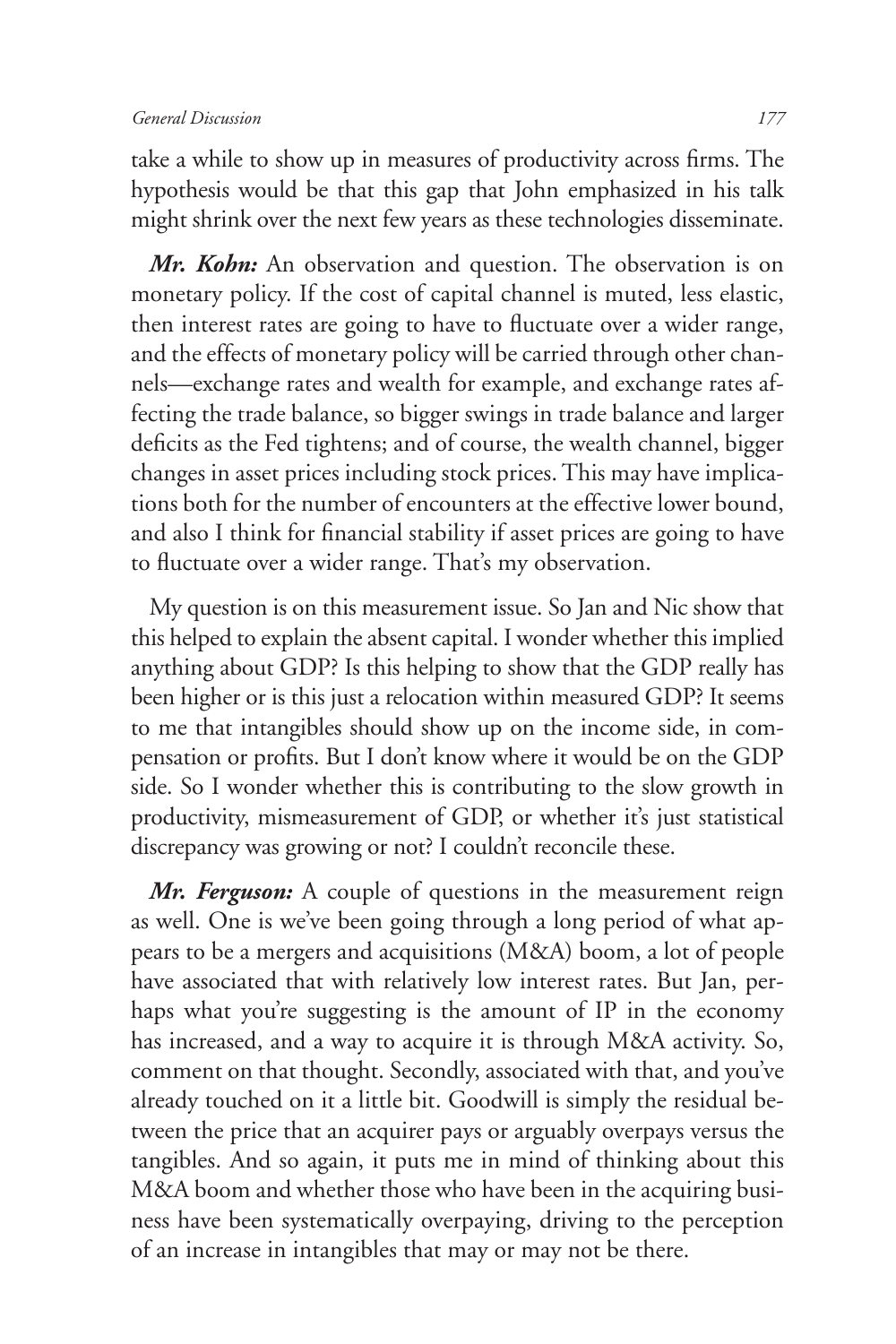take a while to show up in measures of productivity across firms. The hypothesis would be that this gap that John emphasized in his talk might shrink over the next few years as these technologies disseminate.

***Mr. Kohn:*** An observation and question. The observation is on monetary policy. If the cost of capital channel is muted, less elastic, then interest rates are going to have to fluctuate over a wider range, and the effects of monetary policy will be carried through other channels—exchange rates and wealth for example, and exchange rates affecting the trade balance, so bigger swings in trade balance and larger deficits as the Fed tightens; and of course, the wealth channel, bigger changes in asset prices including stock prices. This may have implications both for the number of encounters at the effective lower bound, and also I think for financial stability if asset prices are going to have to fluctuate over a wider range. That's my observation.

My question is on this measurement issue. So Jan and Nic show that this helped to explain the absent capital. I wonder whether this implied anything about GDP? Is this helping to show that the GDP really has been higher or is this just a relocation within measured GDP? It seems to me that intangibles should show up on the income side, in compensation or profits. But I don't know where it would be on the GDP side. So I wonder whether this is contributing to the slow growth in productivity, mismeasurement of GDP, or whether it's just statistical discrepancy was growing or not? I couldn't reconcile these.

***Mr. Ferguson:*** A couple of questions in the measurement reign as well. One is we've been going through a long period of what appears to be a mergers and acquisitions (M&A) boom, a lot of people have associated that with relatively low interest rates. But Jan, perhaps what you're suggesting is the amount of IP in the economy has increased, and a way to acquire it is through M&A activity. So, comment on that thought. Secondly, associated with that, and you've already touched on it a little bit. Goodwill is simply the residual between the price that an acquirer pays or arguably overpays versus the tangibles. And so again, it puts me in mind of thinking about this M&A boom and whether those who have been in the acquiring business have been systematically overpaying, driving to the perception of an increase in intangibles that may or may not be there.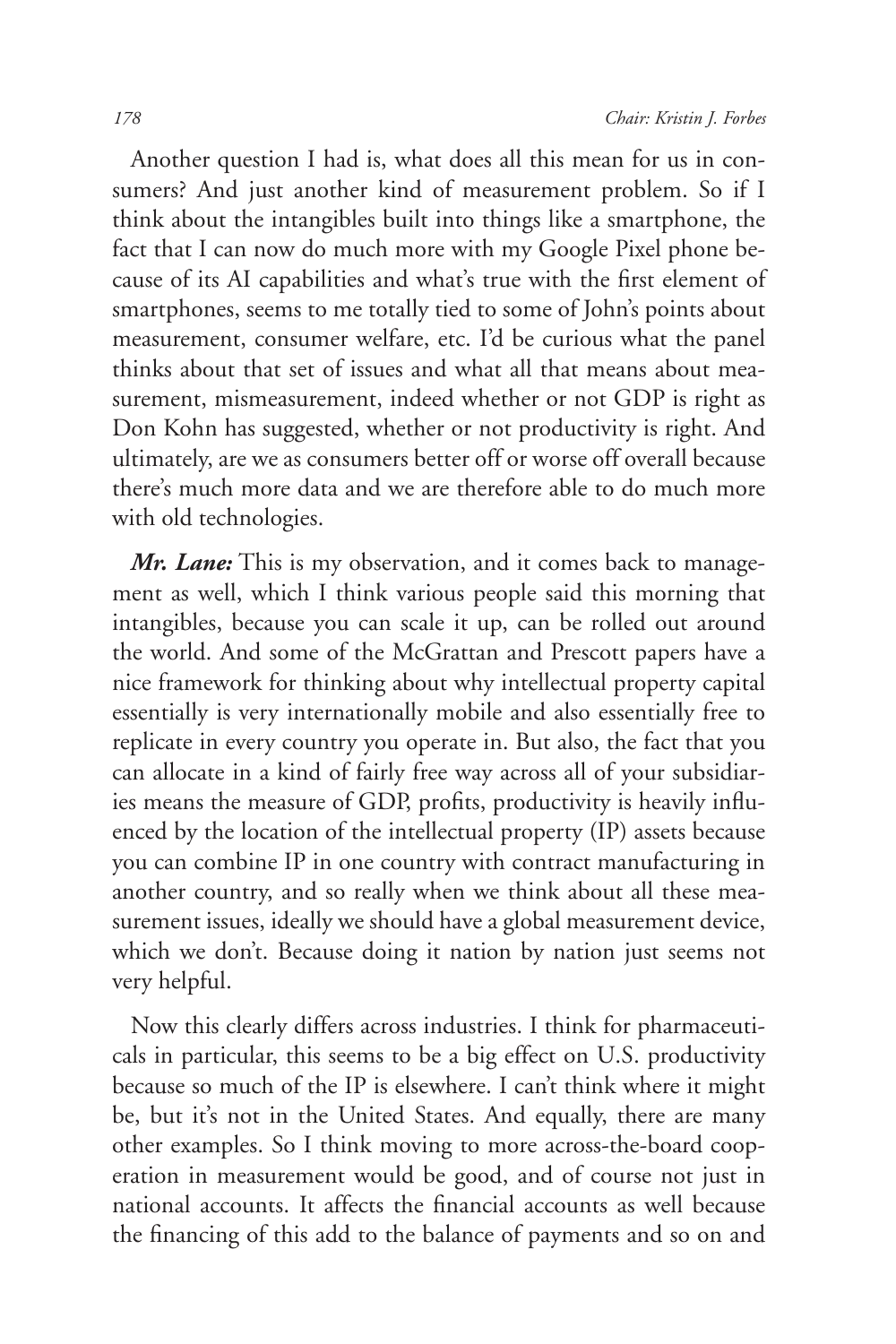Another question I had is, what does all this mean for us in consumers? And just another kind of measurement problem. So if I think about the intangibles built into things like a smartphone, the fact that I can now do much more with my Google Pixel phone because of its AI capabilities and what's true with the first element of smartphones, seems to me totally tied to some of John's points about measurement, consumer welfare, etc. I'd be curious what the panel thinks about that set of issues and what all that means about measurement, mismeasurement, indeed whether or not GDP is right as Don Kohn has suggested, whether or not productivity is right. And ultimately, are we as consumers better off or worse off overall because there's much more data and we are therefore able to do much more with old technologies.

***Mr. Lane:*** This is my observation, and it comes back to management as well, which I think various people said this morning that intangibles, because you can scale it up, can be rolled out around the world. And some of the McGrattan and Prescott papers have a nice framework for thinking about why intellectual property capital essentially is very internationally mobile and also essentially free to replicate in every country you operate in. But also, the fact that you can allocate in a kind of fairly free way across all of your subsidiaries means the measure of GDP, profits, productivity is heavily influenced by the location of the intellectual property (IP) assets because you can combine IP in one country with contract manufacturing in another country, and so really when we think about all these measurement issues, ideally we should have a global measurement device, which we don't. Because doing it nation by nation just seems not very helpful.

Now this clearly differs across industries. I think for pharmaceuticals in particular, this seems to be a big effect on U.S. productivity because so much of the IP is elsewhere. I can't think where it might be, but it's not in the United States. And equally, there are many other examples. So I think moving to more across-the-board cooperation in measurement would be good, and of course not just in national accounts. It affects the financial accounts as well because the financing of this add to the balance of payments and so on and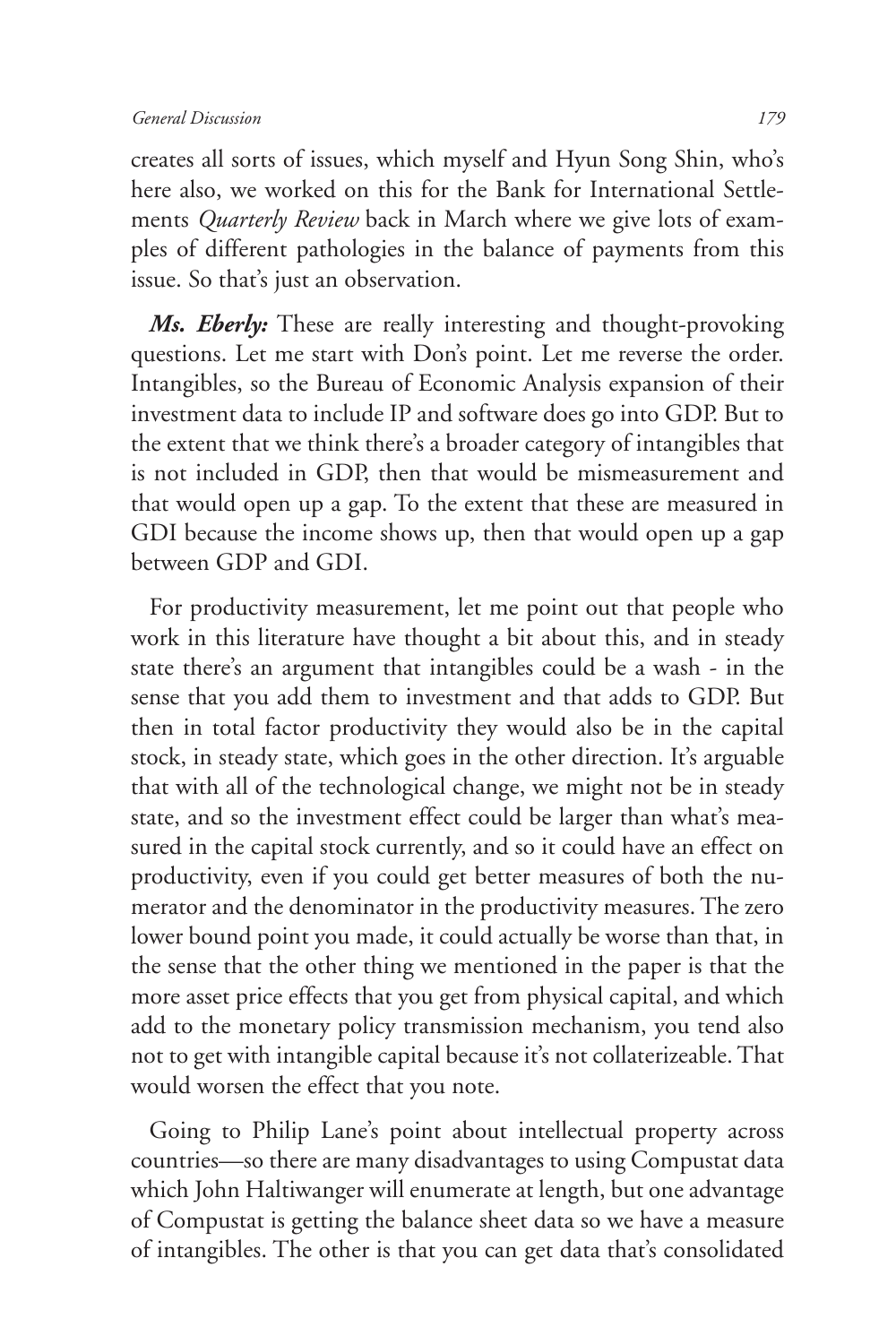creates all sorts of issues, which myself and Hyun Song Shin, who's here also, we worked on this for the Bank for International Settlements *Quarterly Review* back in March where we give lots of examples of different pathologies in the balance of payments from this issue. So that's just an observation.

***Ms. Eberly:*** These are really interesting and thought-provoking questions. Let me start with Don's point. Let me reverse the order. Intangibles, so the Bureau of Economic Analysis expansion of their investment data to include IP and software does go into GDP. But to the extent that we think there's a broader category of intangibles that is not included in GDP, then that would be mismeasurement and that would open up a gap. To the extent that these are measured in GDI because the income shows up, then that would open up a gap between GDP and GDI.

For productivity measurement, let me point out that people who work in this literature have thought a bit about this, and in steady state there's an argument that intangibles could be a wash - in the sense that you add them to investment and that adds to GDP. But then in total factor productivity they would also be in the capital stock, in steady state, which goes in the other direction. It's arguable that with all of the technological change, we might not be in steady state, and so the investment effect could be larger than what's measured in the capital stock currently, and so it could have an effect on productivity, even if you could get better measures of both the numerator and the denominator in the productivity measures. The zero lower bound point you made, it could actually be worse than that, in the sense that the other thing we mentioned in the paper is that the more asset price effects that you get from physical capital, and which add to the monetary policy transmission mechanism, you tend also not to get with intangible capital because it's not collaterizeable. That would worsen the effect that you note.

Going to Philip Lane's point about intellectual property across countries—so there are many disadvantages to using Compustat data which John Haltiwanger will enumerate at length, but one advantage of Compustat is getting the balance sheet data so we have a measure of intangibles. The other is that you can get data that's consolidated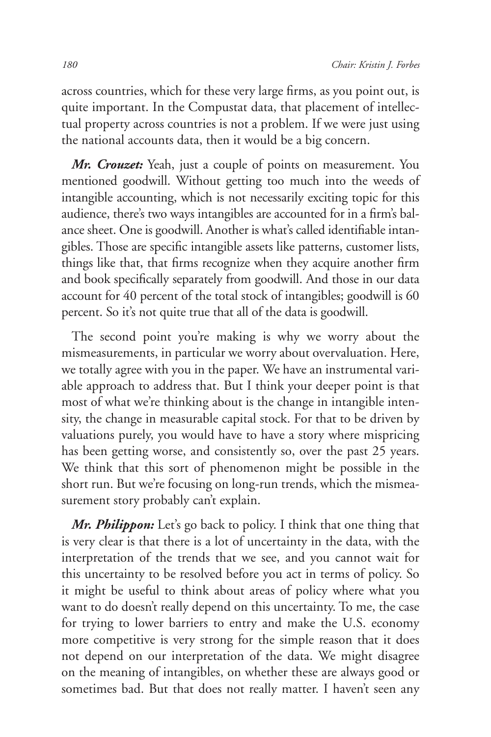across countries, which for these very large firms, as you point out, is quite important. In the Compustat data, that placement of intellectual property across countries is not a problem. If we were just using the national accounts data, then it would be a big concern.

***Mr. Crouzet:*** Yeah, just a couple of points on measurement. You mentioned goodwill. Without getting too much into the weeds of intangible accounting, which is not necessarily exciting topic for this audience, there's two ways intangibles are accounted for in a firm's balance sheet. One is goodwill. Another is what's called identifiable intangibles. Those are specific intangible assets like patterns, customer lists, things like that, that firms recognize when they acquire another firm and book specifically separately from goodwill. And those in our data account for 40 percent of the total stock of intangibles; goodwill is 60 percent. So it's not quite true that all of the data is goodwill.

The second point you're making is why we worry about the mismeasurements, in particular we worry about overvaluation. Here, we totally agree with you in the paper. We have an instrumental variable approach to address that. But I think your deeper point is that most of what we're thinking about is the change in intangible intensity, the change in measurable capital stock. For that to be driven by valuations purely, you would have to have a story where mispricing has been getting worse, and consistently so, over the past 25 years. We think that this sort of phenomenon might be possible in the short run. But we're focusing on long-run trends, which the mismeasurement story probably can't explain.

***Mr. Philippon:*** Let's go back to policy. I think that one thing that is very clear is that there is a lot of uncertainty in the data, with the interpretation of the trends that we see, and you cannot wait for this uncertainty to be resolved before you act in terms of policy. So it might be useful to think about areas of policy where what you want to do doesn't really depend on this uncertainty. To me, the case for trying to lower barriers to entry and make the U.S. economy more competitive is very strong for the simple reason that it does not depend on our interpretation of the data. We might disagree on the meaning of intangibles, on whether these are always good or sometimes bad. But that does not really matter. I haven't seen any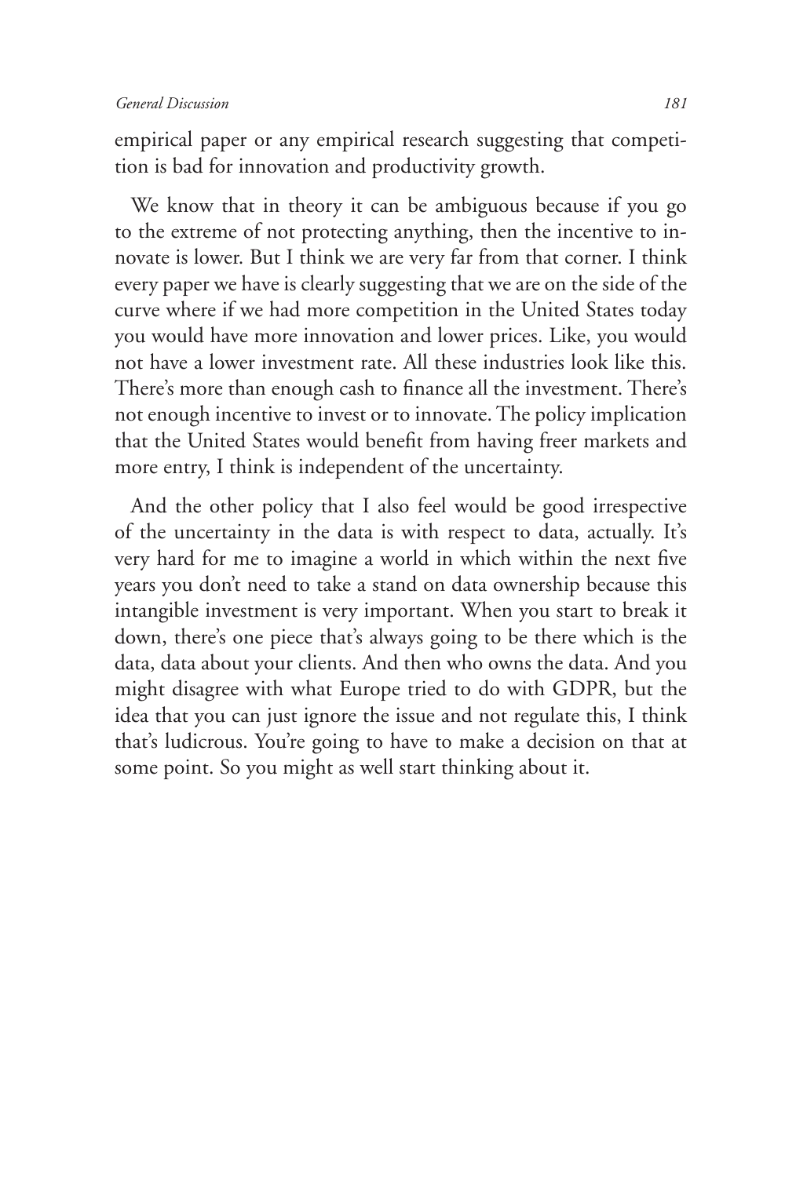empirical paper or any empirical research suggesting that competition is bad for innovation and productivity growth.

We know that in theory it can be ambiguous because if you go to the extreme of not protecting anything, then the incentive to innovate is lower. But I think we are very far from that corner. I think every paper we have is clearly suggesting that we are on the side of the curve where if we had more competition in the United States today you would have more innovation and lower prices. Like, you would not have a lower investment rate. All these industries look like this. There's more than enough cash to finance all the investment. There's not enough incentive to invest or to innovate. The policy implication that the United States would benefit from having freer markets and more entry, I think is independent of the uncertainty.

And the other policy that I also feel would be good irrespective of the uncertainty in the data is with respect to data, actually. It's very hard for me to imagine a world in which within the next five years you don't need to take a stand on data ownership because this intangible investment is very important. When you start to break it down, there's one piece that's always going to be there which is the data, data about your clients. And then who owns the data. And you might disagree with what Europe tried to do with GDPR, but the idea that you can just ignore the issue and not regulate this, I think that's ludicrous. You're going to have to make a decision on that at some point. So you might as well start thinking about it.